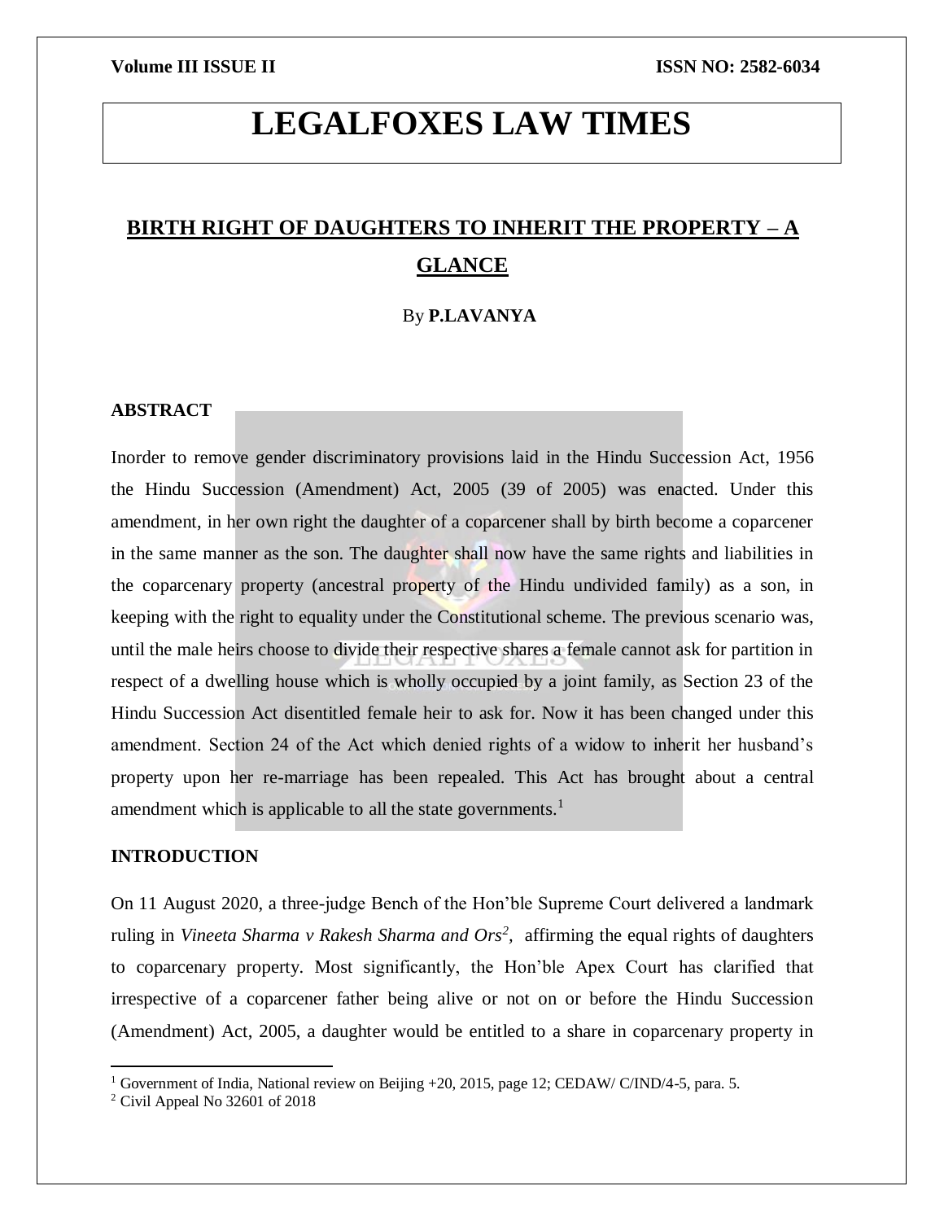# LEGALFOXES LAW TIMES

## BIRTH RIGHT OF DAUGHTERS TO INHERIT THE PROPERTY – A GLANCE

By **P.LAVANYA**

### ABSTRACT

Inorder to remove gender discriminatory provisions laid in the Hindu Succession Act, 1956 the Hindu Succession (Amendment) Act, 2005 (39 of 2005) was enacted. Under this amendment, in her own right the daughter of a coparcener shall by birth become a coparcener in the same manner as the son. The daughter shall now have the same rights and liabilities in the coparcenary property (ancestral property of the Hindu undivided family) as a son, in keeping with the right to equality under the Constitutional scheme. The previous scenario was, until the male heirs choose to divide their respective shares a female cannot ask for partition in respect of a dwelling house which is wholly occupied by a joint family, as Section 23 of the Hindu Succession Act disentitled female heir to ask for. Now it has been changed under this amendment. Section 24 of the Act which denied rights of a widow to inherit her husband's property upon her re-marriage has been repealed. This Act has brought about a central amendment which is applicable to all the state governments.[1]

### INTRODUCTION

On 11 August 2020, a three-judge Bench of the Hon'ble Supreme Court delivered a landmark ruling in *Vineeta Sharma v Rakesh Sharma and Ors*[2], affirming the equal rights of daughters to coparcenary property. Most significantly, the Hon'ble Apex Court has clarified that irrespective of a coparcener father being alive or not on or before the Hindu Succession (Amendment) Act, 2005, a daughter would be entitled to a share in coparcenary property in

---

[1] Government of India, National review on Beijing +20, 2015, page 12; CEDAW/ C/IND/4-5, para. 5.

[2] Civil Appeal No 32601 of 2018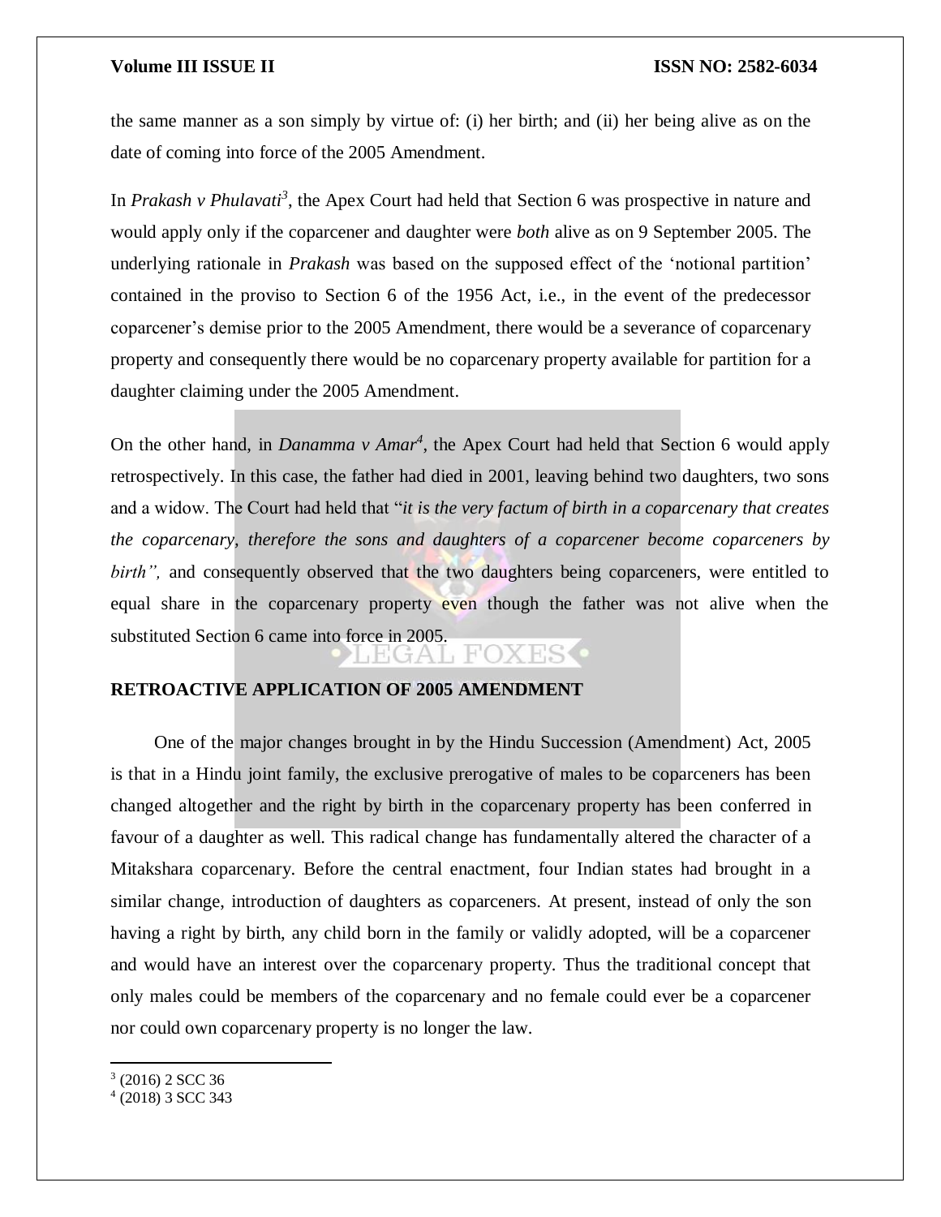the same manner as a son simply by virtue of: (i) her birth; and (ii) her being alive as on the date of coming into force of the 2005 Amendment.

In *Prakash v Phulavati*[3], the Apex Court had held that Section 6 was prospective in nature and would apply only if the coparcener and daughter were *both* alive as on 9 September 2005. The underlying rationale in *Prakash* was based on the supposed effect of the 'notional partition' contained in the proviso to Section 6 of the 1956 Act, i.e., in the event of the predecessor coparcener's demise prior to the 2005 Amendment, there would be a severance of coparcenary property and consequently there would be no coparcenary property available for partition for a daughter claiming under the 2005 Amendment.

On the other hand, in *Danamma v Amar*[4], the Apex Court had held that Section 6 would apply retrospectively. In this case, the father had died in 2001, leaving behind two daughters, two sons and a widow. The Court had held that "*it is the very factum of birth in a coparcenary that creates the coparcenary, therefore the sons and daughters of a coparcener become coparceners by birth",* and consequently observed that the two daughters being coparceners, were entitled to equal share in the coparcenary property even though the father was not alive when the substituted Section 6 came into force in 2005.

## RETROACTIVE APPLICATION OF 2005 AMENDMENT

One of the major changes brought in by the Hindu Succession (Amendment) Act, 2005 is that in a Hindu joint family, the exclusive prerogative of males to be coparceners has been changed altogether and the right by birth in the coparcenary property has been conferred in favour of a daughter as well. This radical change has fundamentally altered the character of a Mitakshara coparcenary. Before the central enactment, four Indian states had brought in a similar change, introduction of daughters as coparceners. At present, instead of only the son having a right by birth, any child born in the family or validly adopted, will be a coparcener and would have an interest over the coparcenary property. Thus the traditional concept that only males could be members of the coparcenary and no female could ever be a coparcener nor could own coparcenary property is no longer the law.

---

[3] (2016) 2 SCC 36

[4] (2018) 3 SCC 343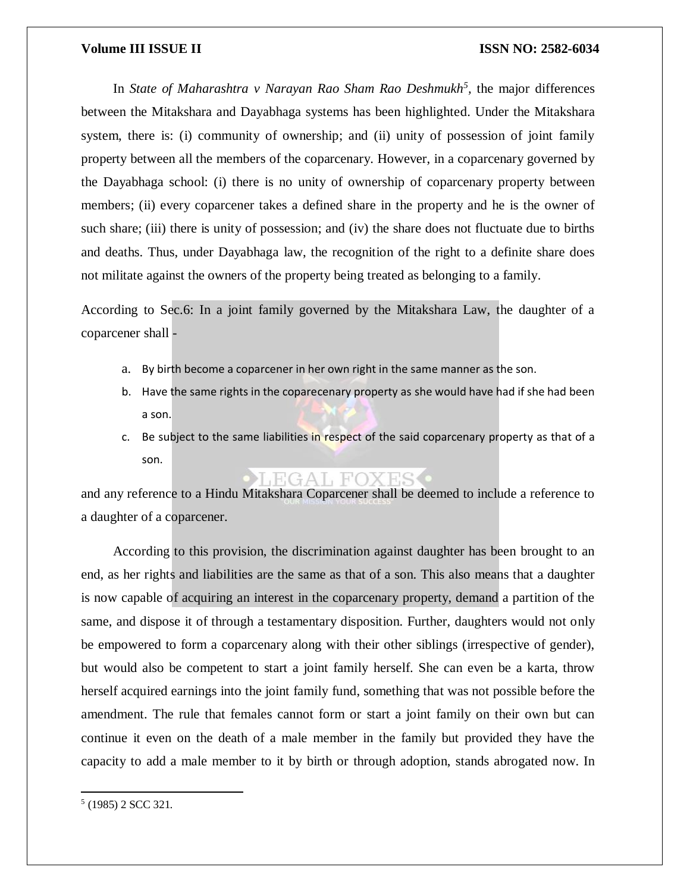In *State of Maharashtra v Narayan Rao Sham Rao Deshmukh*[5], the major differences between the Mitakshara and Dayabhaga systems has been highlighted. Under the Mitakshara system, there is: (i) community of ownership; and (ii) unity of possession of joint family property between all the members of the coparcenary. However, in a coparcenary governed by the Dayabhaga school: (i) there is no unity of ownership of coparcenary property between members; (ii) every coparcener takes a defined share in the property and he is the owner of such share; (iii) there is unity of possession; and (iv) the share does not fluctuate due to births and deaths. Thus, under Dayabhaga law, the recognition of the right to a definite share does not militate against the owners of the property being treated as belonging to a family.

According to Sec.6: In a joint family governed by the Mitakshara Law, the daughter of a coparcener shall -

a. By birth become a coparcener in her own right in the same manner as the son.
b. Have the same rights in the coparecenary property as she would have had if she had been a son.
c. Be subject to the same liabilities in respect of the said coparcenary property as that of a son.

and any reference to a Hindu Mitakshara Coparcener shall be deemed to include a reference to a daughter of a coparcener.

According to this provision, the discrimination against daughter has been brought to an end, as her rights and liabilities are the same as that of a son. This also means that a daughter is now capable of acquiring an interest in the coparcenary property, demand a partition of the same, and dispose it of through a testamentary disposition. Further, daughters would not only be empowered to form a coparcenary along with their other siblings (irrespective of gender), but would also be competent to start a joint family herself. She can even be a karta, throw herself acquired earnings into the joint family fund, something that was not possible before the amendment. The rule that females cannot form or start a joint family on their own but can continue it even on the death of a male member in the family but provided they have the capacity to add a male member to it by birth or through adoption, stands abrogated now. In

[5] (1985) 2 SCC 321.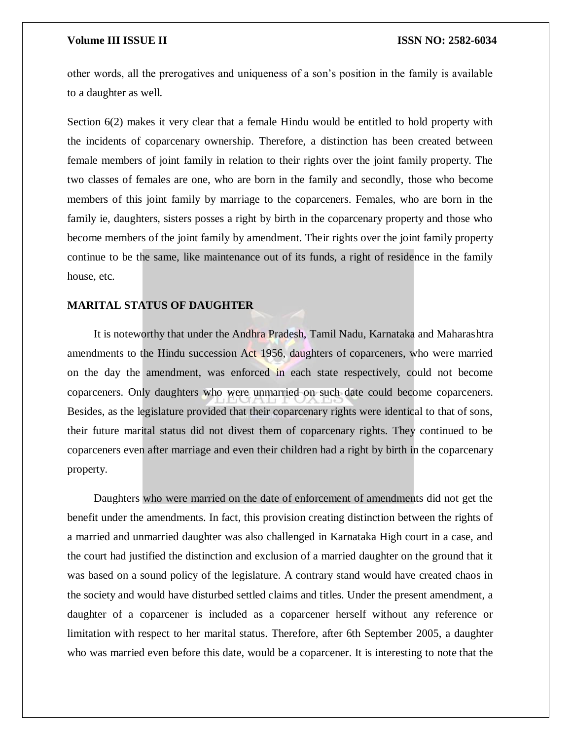other words, all the prerogatives and uniqueness of a son's position in the family is available to a daughter as well.

Section 6(2) makes it very clear that a female Hindu would be entitled to hold property with the incidents of coparcenary ownership. Therefore, a distinction has been created between female members of joint family in relation to their rights over the joint family property. The two classes of females are one, who are born in the family and secondly, those who become members of this joint family by marriage to the coparceners. Females, who are born in the family ie, daughters, sisters posses a right by birth in the coparcenary property and those who become members of the joint family by amendment. Their rights over the joint family property continue to be the same, like maintenance out of its funds, a right of residence in the family house, etc.

**MARITAL STATUS OF DAUGHTER**

It is noteworthy that under the Andhra Pradesh, Tamil Nadu, Karnataka and Maharashtra amendments to the Hindu succession Act 1956, daughters of coparceners, who were married on the day the amendment, was enforced in each state respectively, could not become coparceners. Only daughters who were unmarried on such date could become coparceners. Besides, as the legislature provided that their coparcenary rights were identical to that of sons, their future marital status did not divest them of coparcenary rights. They continued to be coparceners even after marriage and even their children had a right by birth in the coparcenary property.

Daughters who were married on the date of enforcement of amendments did not get the benefit under the amendments. In fact, this provision creating distinction between the rights of a married and unmarried daughter was also challenged in Karnataka High court in a case, and the court had justified the distinction and exclusion of a married daughter on the ground that it was based on a sound policy of the legislature. A contrary stand would have created chaos in the society and would have disturbed settled claims and titles. Under the present amendment, a daughter of a coparcener is included as a coparcener herself without any reference or limitation with respect to her marital status. Therefore, after 6th September 2005, a daughter who was married even before this date, would be a coparcener. It is interesting to note that the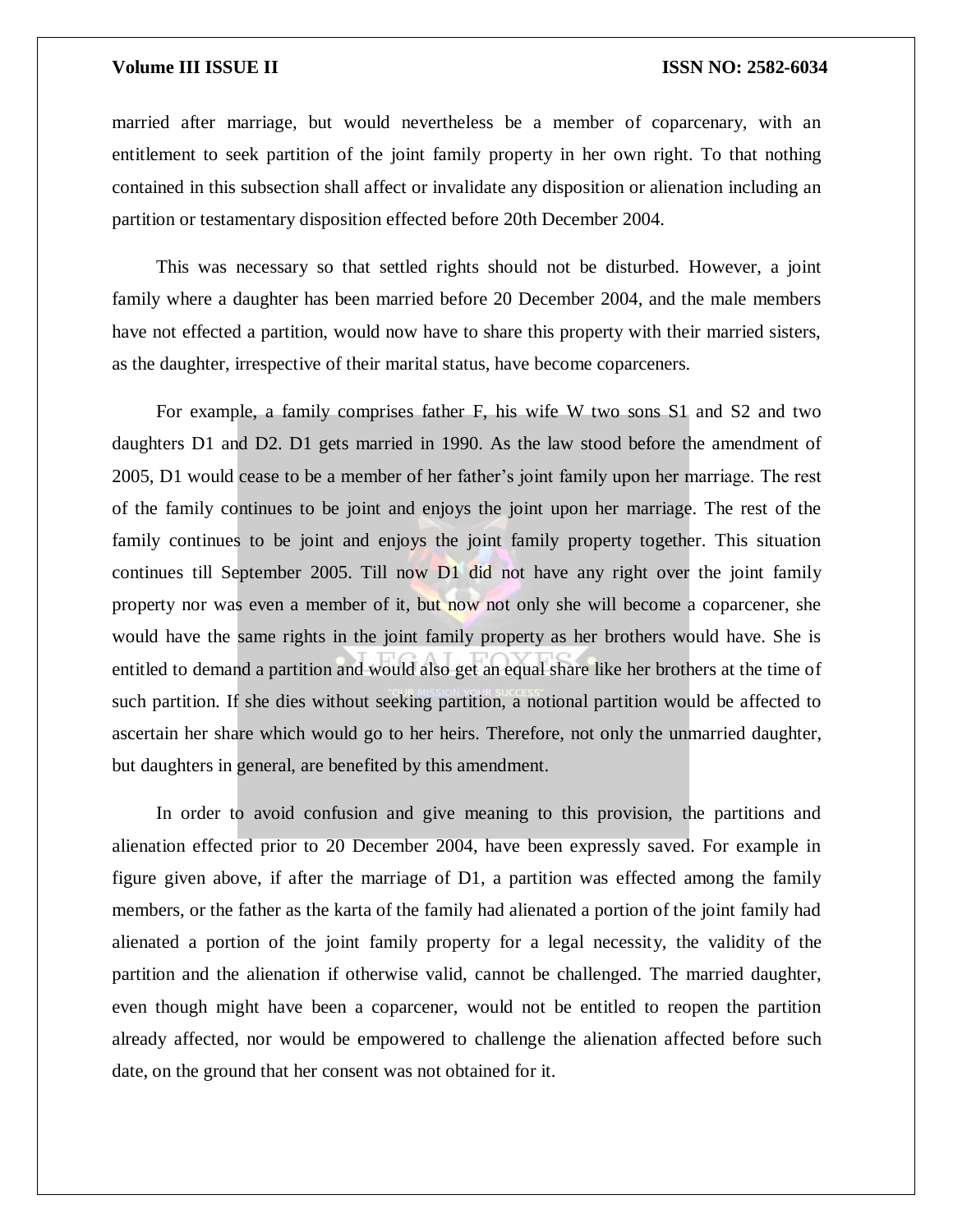married after marriage, but would nevertheless be a member of coparcenary, with an entitlement to seek partition of the joint family property in her own right. To that nothing contained in this subsection shall affect or invalidate any disposition or alienation including an partition or testamentary disposition effected before 20th December 2004.

This was necessary so that settled rights should not be disturbed. However, a joint family where a daughter has been married before 20 December 2004, and the male members have not effected a partition, would now have to share this property with their married sisters, as the daughter, irrespective of their marital status, have become coparceners.

For example, a family comprises father F, his wife W two sons S1 and S2 and two daughters D1 and D2. D1 gets married in 1990. As the law stood before the amendment of 2005, D1 would cease to be a member of her father's joint family upon her marriage. The rest of the family continues to be joint and enjoys the joint upon her marriage. The rest of the family continues to be joint and enjoys the joint family property together. This situation continues till September 2005. Till now D1 did not have any right over the joint family property nor was even a member of it, but now not only she will become a coparcener, she would have the same rights in the joint family property as her brothers would have. She is entitled to demand a partition and would also get an equal share like her brothers at the time of such partition. If she dies without seeking partition, a notional partition would be affected to ascertain her share which would go to her heirs. Therefore, not only the unmarried daughter, but daughters in general, are benefited by this amendment.

In order to avoid confusion and give meaning to this provision, the partitions and alienation effected prior to 20 December 2004, have been expressly saved. For example in figure given above, if after the marriage of D1, a partition was effected among the family members, or the father as the karta of the family had alienated a portion of the joint family had alienated a portion of the joint family property for a legal necessity, the validity of the partition and the alienation if otherwise valid, cannot be challenged. The married daughter, even though might have been a coparcener, would not be entitled to reopen the partition already affected, nor would be empowered to challenge the alienation affected before such date, on the ground that her consent was not obtained for it.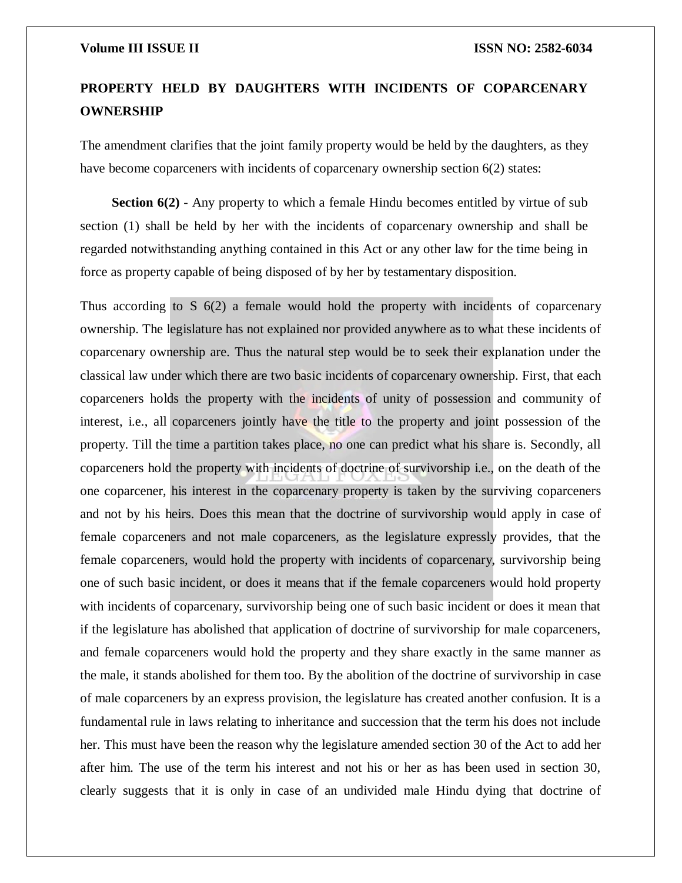## PROPERTY HELD BY DAUGHTERS WITH INCIDENTS OF COPARCENARY OWNERSHIP

The amendment clarifies that the joint family property would be held by the daughters, as they have become coparceners with incidents of coparcenary ownership section 6(2) states:

> **Section 6(2)** - Any property to which a female Hindu becomes entitled by virtue of sub section (1) shall be held by her with the incidents of coparcenary ownership and shall be regarded notwithstanding anything contained in this Act or any other law for the time being in force as property capable of being disposed of by her by testamentary disposition.

Thus according to S 6(2) a female would hold the property with incidents of coparcenary ownership. The legislature has not explained nor provided anywhere as to what these incidents of coparcenary ownership are. Thus the natural step would be to seek their explanation under the classical law under which there are two basic incidents of coparcenary ownership. First, that each coparceners holds the property with the incidents of unity of possession and community of interest, i.e., all coparceners jointly have the title to the property and joint possession of the property. Till the time a partition takes place, no one can predict what his share is. Secondly, all coparceners hold the property with incidents of doctrine of survivorship i.e., on the death of the one coparcener, his interest in the coparcenary property is taken by the surviving coparceners and not by his heirs. Does this mean that the doctrine of survivorship would apply in case of female coparceners and not male coparceners, as the legislature expressly provides, that the female coparceners, would hold the property with incidents of coparcenary, survivorship being one of such basic incident, or does it means that if the female coparceners would hold property with incidents of coparcenary, survivorship being one of such basic incident or does it mean that if the legislature has abolished that application of doctrine of survivorship for male coparceners, and female coparceners would hold the property and they share exactly in the same manner as the male, it stands abolished for them too. By the abolition of the doctrine of survivorship in case of male coparceners by an express provision, the legislature has created another confusion. It is a fundamental rule in laws relating to inheritance and succession that the term his does not include her. This must have been the reason why the legislature amended section 30 of the Act to add her after him. The use of the term his interest and not his or her as has been used in section 30, clearly suggests that it is only in case of an undivided male Hindu dying that doctrine of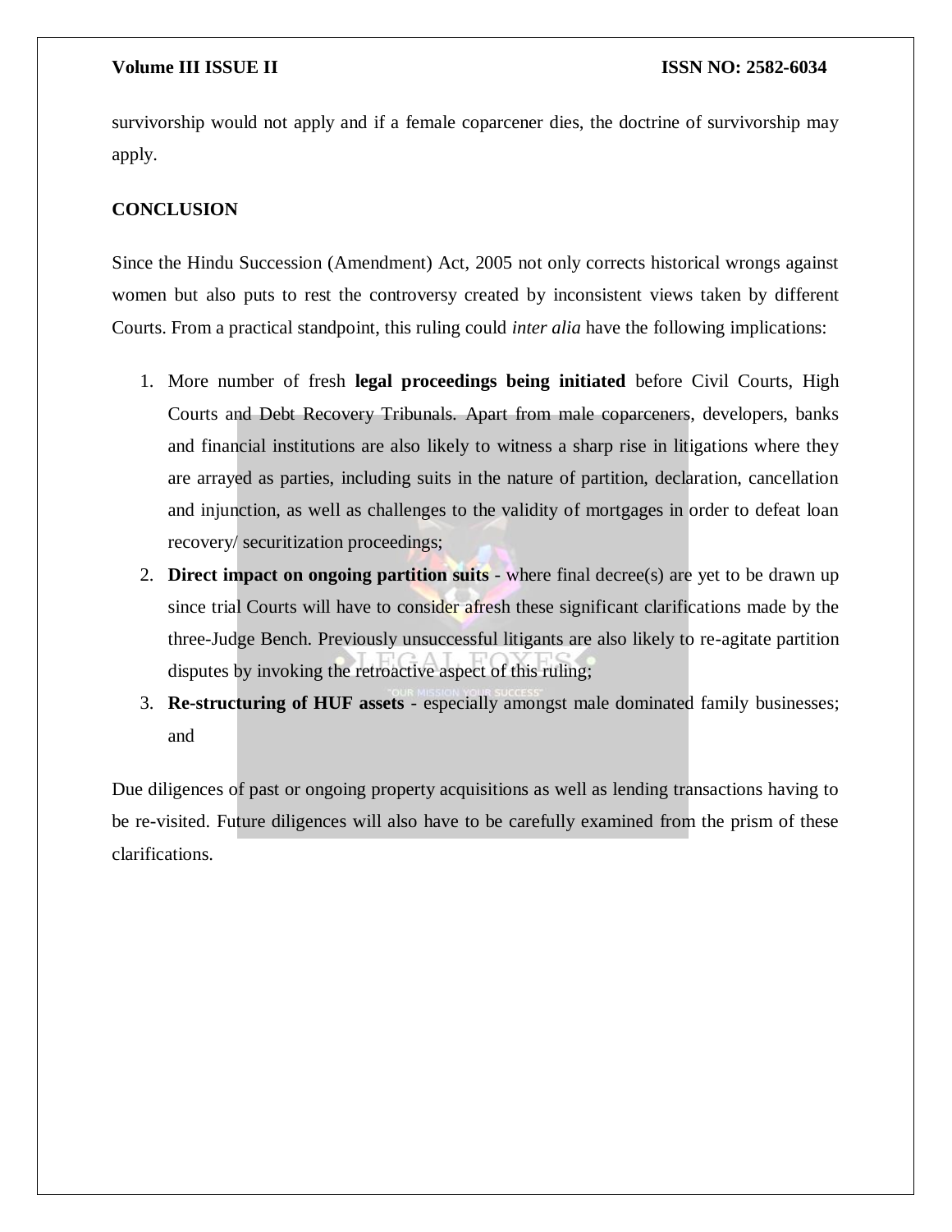survivorship would not apply and if a female coparcener dies, the doctrine of survivorship may apply.

**CONCLUSION**

Since the Hindu Succession (Amendment) Act, 2005 not only corrects historical wrongs against women but also puts to rest the controversy created by inconsistent views taken by different Courts. From a practical standpoint, this ruling could *inter alia* have the following implications:

1. More number of fresh **legal proceedings being initiated** before Civil Courts, High Courts and Debt Recovery Tribunals. Apart from male coparceners, developers, banks and financial institutions are also likely to witness a sharp rise in litigations where they are arrayed as parties, including suits in the nature of partition, declaration, cancellation and injunction, as well as challenges to the validity of mortgages in order to defeat loan recovery/ securitization proceedings;
2. **Direct impact on ongoing partition suits** - where final decree(s) are yet to be drawn up since trial Courts will have to consider afresh these significant clarifications made by the three-Judge Bench. Previously unsuccessful litigants are also likely to re-agitate partition disputes by invoking the retroactive aspect of this ruling;
3. **Re-structuring of HUF assets** - especially amongst male dominated family businesses; and

Due diligences of past or ongoing property acquisitions as well as lending transactions having to be re-visited. Future diligences will also have to be carefully examined from the prism of these clarifications.